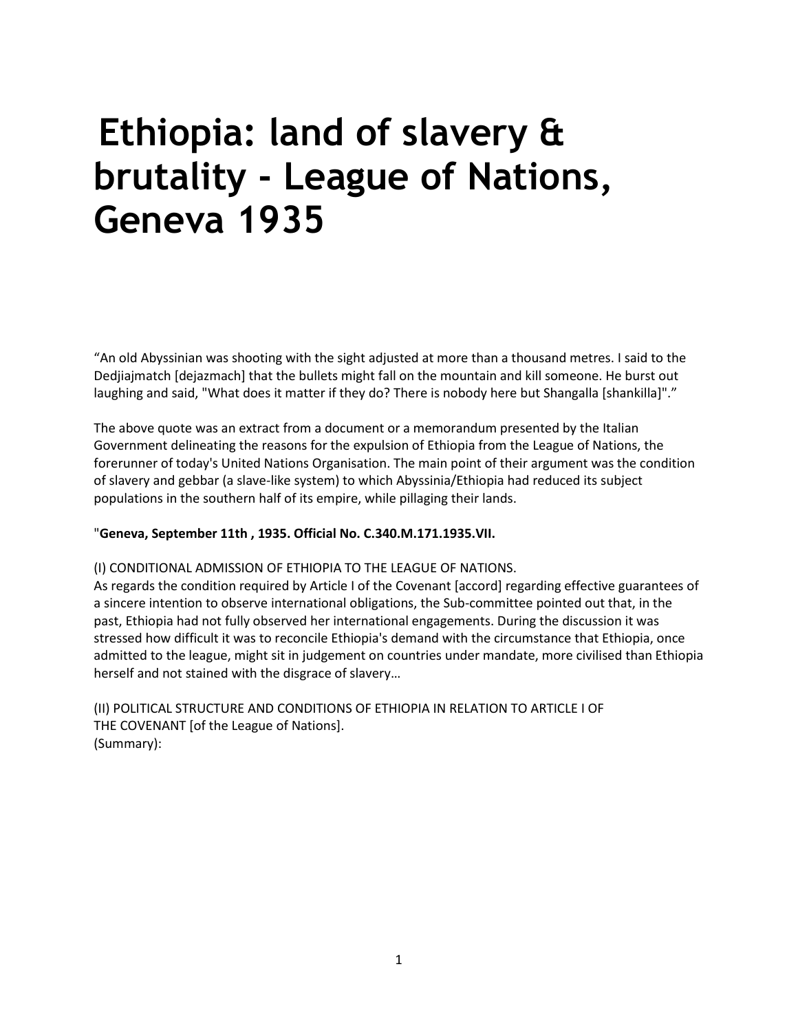# Ethiopia: land of slavery & brutality - League of Nations, Geneva 1935

"An old Abyssinian was shooting with the sight adjusted at more than a thousand metres. I said to the Dedjiajmatch [dejazmach] that the bullets might fall on the mountain and kill someone. He burst out laughing and said, "What does it matter if they do? There is nobody here but Shangalla [shankilla]"."

The above quote was an extract from a document or a memorandum presented by the Italian Government delineating the reasons for the expulsion of Ethiopia from the League of Nations, the forerunner of today's United Nations Organisation. The main point of their argument was the condition of slavery and gebbar (a slave-like system) to which Abyssinia/Ethiopia had reduced its subject populations in the southern half of its empire, while pillaging their lands.

"**Geneva, September 11th , 1935. Official No. C.340.M.171.1935.VII.**

(I) CONDITIONAL ADMISSION OF ETHIOPIA TO THE LEAGUE OF NATIONS.
As regards the condition required by Article I of the Covenant [accord] regarding effective guarantees of a sincere intention to observe international obligations, the Sub-committee pointed out that, in the past, Ethiopia had not fully observed her international engagements. During the discussion it was stressed how difficult it was to reconcile Ethiopia's demand with the circumstance that Ethiopia, once admitted to the league, might sit in judgement on countries under mandate, more civilised than Ethiopia herself and not stained with the disgrace of slavery…

(II) POLITICAL STRUCTURE AND CONDITIONS OF ETHIOPIA IN RELATION TO ARTICLE I OF THE COVENANT [of the League of Nations].
(Summary):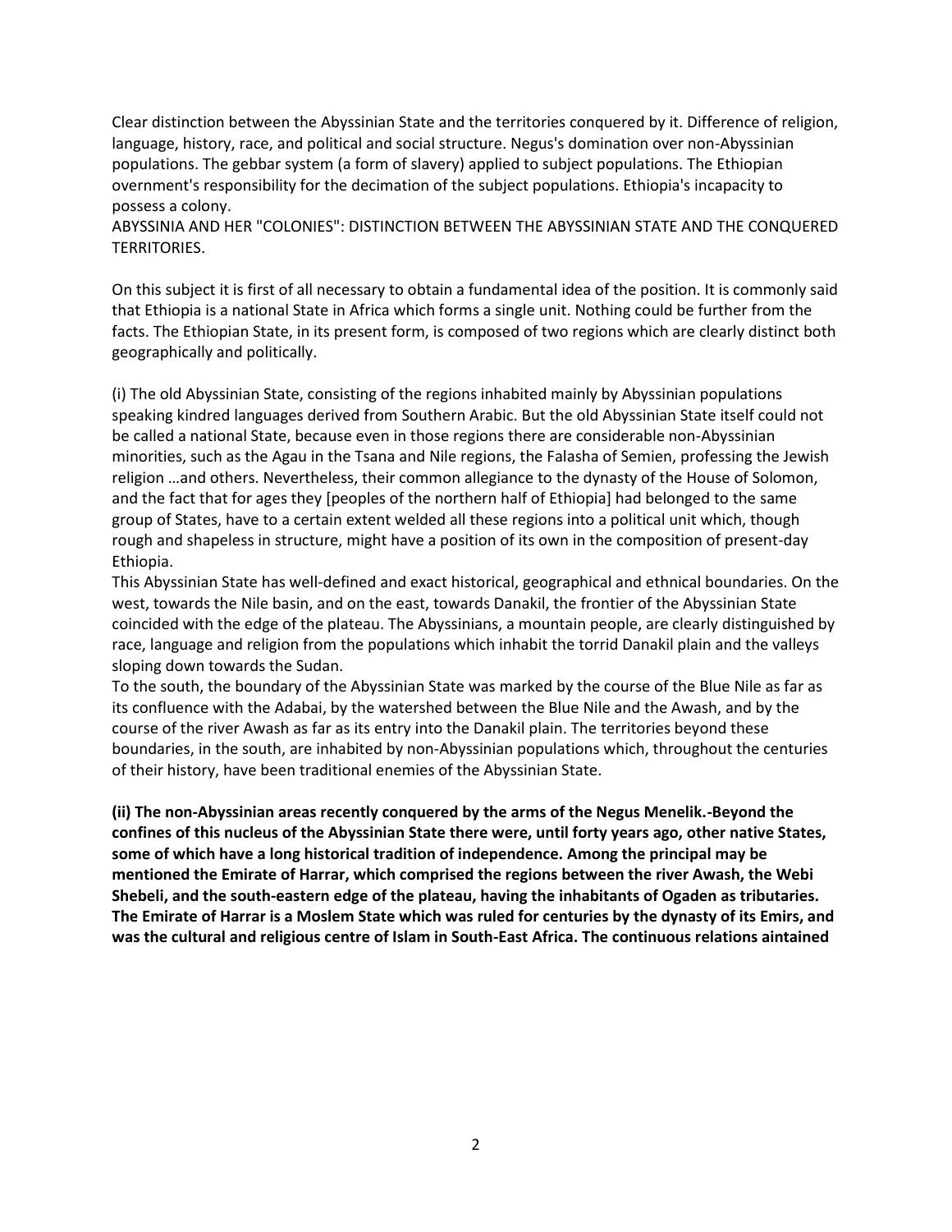Clear distinction between the Abyssinian State and the territories conquered by it. Difference of religion, language, history, race, and political and social structure. Negus's domination over non-Abyssinian populations. The gebbar system (a form of slavery) applied to subject populations. The Ethiopian overnment's responsibility for the decimation of the subject populations. Ethiopia's incapacity to possess a colony.

ABYSSINIA AND HER "COLONIES": DISTINCTION BETWEEN THE ABYSSINIAN STATE AND THE CONQUERED TERRITORIES.

On this subject it is first of all necessary to obtain a fundamental idea of the position. It is commonly said that Ethiopia is a national State in Africa which forms a single unit. Nothing could be further from the facts. The Ethiopian State, in its present form, is composed of two regions which are clearly distinct both geographically and politically.

(i) The old Abyssinian State, consisting of the regions inhabited mainly by Abyssinian populations speaking kindred languages derived from Southern Arabic. But the old Abyssinian State itself could not be called a national State, because even in those regions there are considerable non-Abyssinian minorities, such as the Agau in the Tsana and Nile regions, the Falasha of Semien, professing the Jewish religion …and others. Nevertheless, their common allegiance to the dynasty of the House of Solomon, and the fact that for ages they [peoples of the northern half of Ethiopia] had belonged to the same group of States, have to a certain extent welded all these regions into a political unit which, though rough and shapeless in structure, might have a position of its own in the composition of present-day Ethiopia.

This Abyssinian State has well-defined and exact historical, geographical and ethnical boundaries. On the west, towards the Nile basin, and on the east, towards Danakil, the frontier of the Abyssinian State coincided with the edge of the plateau. The Abyssinians, a mountain people, are clearly distinguished by race, language and religion from the populations which inhabit the torrid Danakil plain and the valleys sloping down towards the Sudan.

To the south, the boundary of the Abyssinian State was marked by the course of the Blue Nile as far as its confluence with the Adabai, by the watershed between the Blue Nile and the Awash, and by the course of the river Awash as far as its entry into the Danakil plain. The territories beyond these boundaries, in the south, are inhabited by non-Abyssinian populations which, throughout the centuries of their history, have been traditional enemies of the Abyssinian State.

**(ii) The non-Abyssinian areas recently conquered by the arms of the Negus Menelik.-Beyond the confines of this nucleus of the Abyssinian State there were, until forty years ago, other native States, some of which have a long historical tradition of independence. Among the principal may be mentioned the Emirate of Harrar, which comprised the regions between the river Awash, the Webi Shebeli, and the south-eastern edge of the plateau, having the inhabitants of Ogaden as tributaries. The Emirate of Harrar is a Moslem State which was ruled for centuries by the dynasty of its Emirs, and was the cultural and religious centre of Islam in South-East Africa. The continuous relations aintained**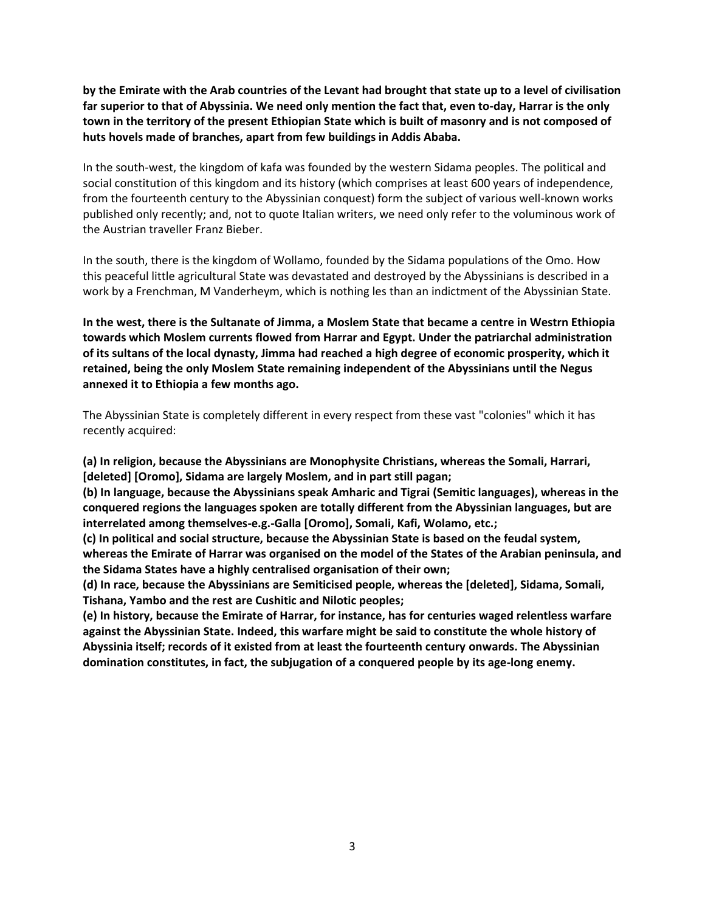**by the Emirate with the Arab countries of the Levant had brought that state up to a level of civilisation far superior to that of Abyssinia. We need only mention the fact that, even to-day, Harrar is the only town in the territory of the present Ethiopian State which is built of masonry and is not composed of huts hovels made of branches, apart from few buildings in Addis Ababa.**

In the south-west, the kingdom of kafa was founded by the western Sidama peoples. The political and social constitution of this kingdom and its history (which comprises at least 600 years of independence, from the fourteenth century to the Abyssinian conquest) form the subject of various well-known works published only recently; and, not to quote Italian writers, we need only refer to the voluminous work of the Austrian traveller Franz Bieber.

In the south, there is the kingdom of Wollamo, founded by the Sidama populations of the Omo. How this peaceful little agricultural State was devastated and destroyed by the Abyssinians is described in a work by a Frenchman, M Vanderheym, which is nothing les than an indictment of the Abyssinian State.

**In the west, there is the Sultanate of Jimma, a Moslem State that became a centre in Westrn Ethiopia towards which Moslem currents flowed from Harrar and Egypt. Under the patriarchal administration of its sultans of the local dynasty, Jimma had reached a high degree of economic prosperity, which it retained, being the only Moslem State remaining independent of the Abyssinians until the Negus annexed it to Ethiopia a few months ago.**

The Abyssinian State is completely different in every respect from these vast "colonies" which it has recently acquired:

**(a) In religion, because the Abyssinians are Monophysite Christians, whereas the Somali, Harrari, [deleted] [Oromo], Sidama are largely Moslem, and in part still pagan;**
**(b) In language, because the Abyssinians speak Amharic and Tigrai (Semitic languages), whereas in the conquered regions the languages spoken are totally different from the Abyssinian languages, but are interrelated among themselves-e.g.-Galla [Oromo], Somali, Kafi, Wolamo, etc.;**
**(c) In political and social structure, because the Abyssinian State is based on the feudal system, whereas the Emirate of Harrar was organised on the model of the States of the Arabian peninsula, and the Sidama States have a highly centralised organisation of their own;**
**(d) In race, because the Abyssinians are Semiticised people, whereas the [deleted], Sidama, Somali, Tishana, Yambo and the rest are Cushitic and Nilotic peoples;**
**(e) In history, because the Emirate of Harrar, for instance, has for centuries waged relentless warfare against the Abyssinian State. Indeed, this warfare might be said to constitute the whole history of Abyssinia itself; records of it existed from at least the fourteenth century onwards. The Abyssinian domination constitutes, in fact, the subjugation of a conquered people by its age-long enemy.**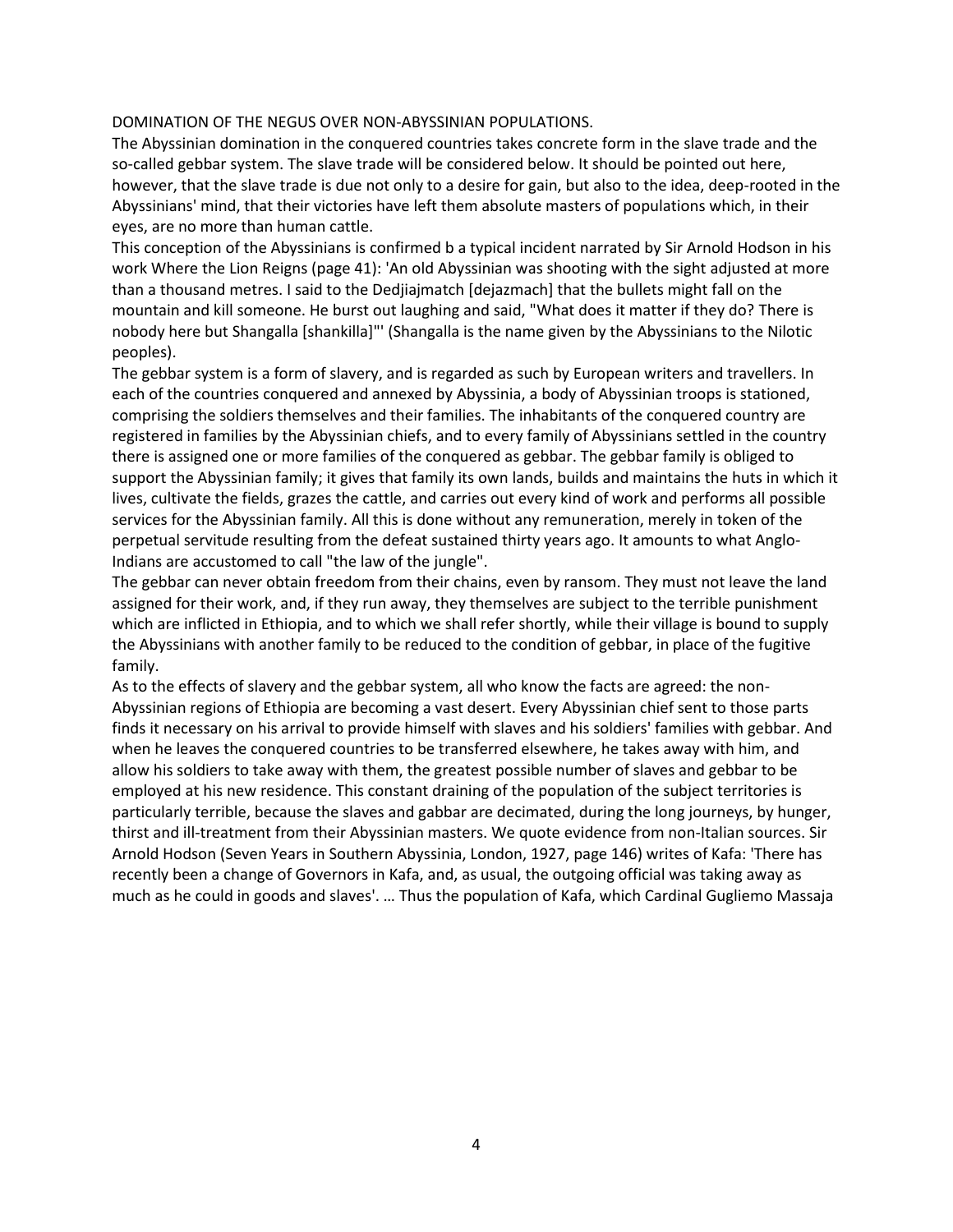## DOMINATION OF THE NEGUS OVER NON-ABYSSINIAN POPULATIONS.

The Abyssinian domination in the conquered countries takes concrete form in the slave trade and the so-called gebbar system. The slave trade will be considered below. It should be pointed out here, however, that the slave trade is due not only to a desire for gain, but also to the idea, deep-rooted in the Abyssinians' mind, that their victories have left them absolute masters of populations which, in their eyes, are no more than human cattle.

This conception of the Abyssinians is confirmed b a typical incident narrated by Sir Arnold Hodson in his work Where the Lion Reigns (page 41): 'An old Abyssinian was shooting with the sight adjusted at more than a thousand metres. I said to the Dedjiajmatch [dejazmach] that the bullets might fall on the mountain and kill someone. He burst out laughing and said, "What does it matter if they do? There is nobody here but Shangalla [shankilla]"' (Shangalla is the name given by the Abyssinians to the Nilotic peoples).

The gebbar system is a form of slavery, and is regarded as such by European writers and travellers. In each of the countries conquered and annexed by Abyssinia, a body of Abyssinian troops is stationed, comprising the soldiers themselves and their families. The inhabitants of the conquered country are registered in families by the Abyssinian chiefs, and to every family of Abyssinians settled in the country there is assigned one or more families of the conquered as gebbar. The gebbar family is obliged to support the Abyssinian family; it gives that family its own lands, builds and maintains the huts in which it lives, cultivate the fields, grazes the cattle, and carries out every kind of work and performs all possible services for the Abyssinian family. All this is done without any remuneration, merely in token of the perpetual servitude resulting from the defeat sustained thirty years ago. It amounts to what Anglo-Indians are accustomed to call "the law of the jungle".

The gebbar can never obtain freedom from their chains, even by ransom. They must not leave the land assigned for their work, and, if they run away, they themselves are subject to the terrible punishment which are inflicted in Ethiopia, and to which we shall refer shortly, while their village is bound to supply the Abyssinians with another family to be reduced to the condition of gebbar, in place of the fugitive family.

As to the effects of slavery and the gebbar system, all who know the facts are agreed: the non-Abyssinian regions of Ethiopia are becoming a vast desert. Every Abyssinian chief sent to those parts finds it necessary on his arrival to provide himself with slaves and his soldiers' families with gebbar. And when he leaves the conquered countries to be transferred elsewhere, he takes away with him, and allow his soldiers to take away with them, the greatest possible number of slaves and gebbar to be employed at his new residence. This constant draining of the population of the subject territories is particularly terrible, because the slaves and gabbar are decimated, during the long journeys, by hunger, thirst and ill-treatment from their Abyssinian masters. We quote evidence from non-Italian sources. Sir Arnold Hodson (Seven Years in Southern Abyssinia, London, 1927, page 146) writes of Kafa: 'There has recently been a change of Governors in Kafa, and, as usual, the outgoing official was taking away as much as he could in goods and slaves'. … Thus the population of Kafa, which Cardinal Gugliemo Massaja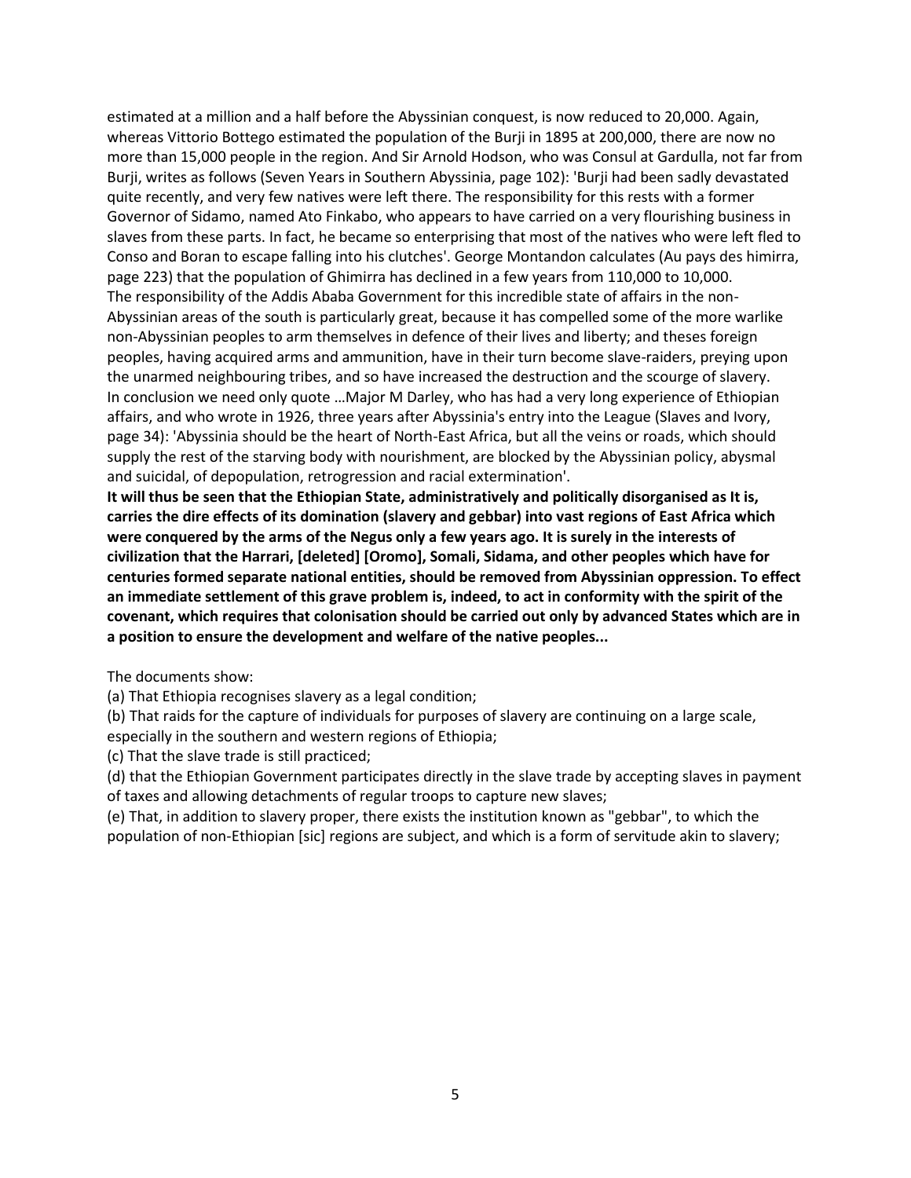estimated at a million and a half before the Abyssinian conquest, is now reduced to 20,000. Again, whereas Vittorio Bottego estimated the population of the Burji in 1895 at 200,000, there are now no more than 15,000 people in the region. And Sir Arnold Hodson, who was Consul at Gardulla, not far from Burji, writes as follows (Seven Years in Southern Abyssinia, page 102): 'Burji had been sadly devastated quite recently, and very few natives were left there. The responsibility for this rests with a former Governor of Sidamo, named Ato Finkabo, who appears to have carried on a very flourishing business in slaves from these parts. In fact, he became so enterprising that most of the natives who were left fled to Conso and Boran to escape falling into his clutches'. George Montandon calculates (Au pays des himirra, page 223) that the population of Ghimirra has declined in a few years from 110,000 to 10,000.
The responsibility of the Addis Ababa Government for this incredible state of affairs in the non-Abyssinian areas of the south is particularly great, because it has compelled some of the more warlike non-Abyssinian peoples to arm themselves in defence of their lives and liberty; and theses foreign peoples, having acquired arms and ammunition, have in their turn become slave-raiders, preying upon the unarmed neighbouring tribes, and so have increased the destruction and the scourge of slavery.
In conclusion we need only quote …Major M Darley, who has had a very long experience of Ethiopian affairs, and who wrote in 1926, three years after Abyssinia's entry into the League (Slaves and Ivory, page 34): 'Abyssinia should be the heart of North-East Africa, but all the veins or roads, which should supply the rest of the starving body with nourishment, are blocked by the Abyssinian policy, abysmal and suicidal, of depopulation, retrogression and racial extermination'.
**It will thus be seen that the Ethiopian State, administratively and politically disorganised as It is, carries the dire effects of its domination (slavery and gebbar) into vast regions of East Africa which were conquered by the arms of the Negus only a few years ago. It is surely in the interests of civilization that the Harrari, [deleted] [Oromo], Somali, Sidama, and other peoples which have for centuries formed separate national entities, should be removed from Abyssinian oppression. To effect an immediate settlement of this grave problem is, indeed, to act in conformity with the spirit of the covenant, which requires that colonisation should be carried out only by advanced States which are in a position to ensure the development and welfare of the native peoples...**

The documents show:

(a) That Ethiopia recognises slavery as a legal condition;

(b) That raids for the capture of individuals for purposes of slavery are continuing on a large scale, especially in the southern and western regions of Ethiopia;

(c) That the slave trade is still practiced;

(d) that the Ethiopian Government participates directly in the slave trade by accepting slaves in payment of taxes and allowing detachments of regular troops to capture new slaves;

(e) That, in addition to slavery proper, there exists the institution known as "gebbar", to which the population of non-Ethiopian [sic] regions are subject, and which is a form of servitude akin to slavery;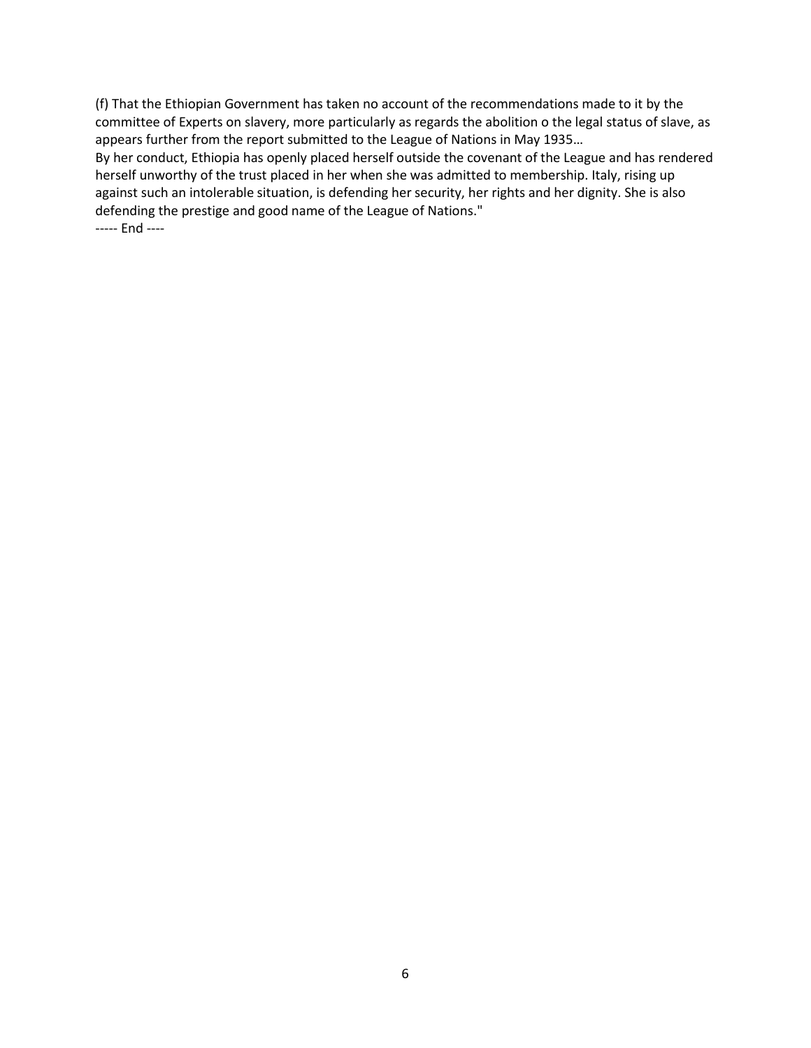(f) That the Ethiopian Government has taken no account of the recommendations made to it by the committee of Experts on slavery, more particularly as regards the abolition o the legal status of slave, as appears further from the report submitted to the League of Nations in May 1935…

By her conduct, Ethiopia has openly placed herself outside the covenant of the League and has rendered herself unworthy of the trust placed in her when she was admitted to membership. Italy, rising up against such an intolerable situation, is defending her security, her rights and her dignity. She is also defending the prestige and good name of the League of Nations."

----- End ----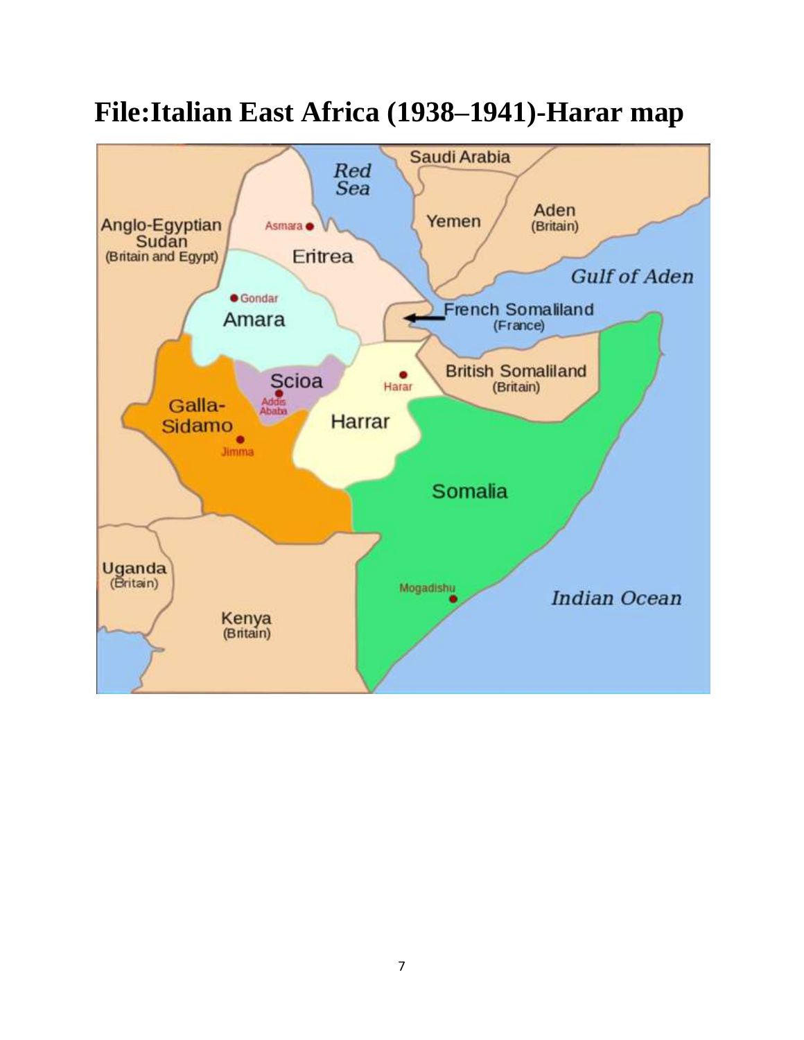# File:Italian East Africa (1938–1941)-Harar map

Saudi Arabia

Red Sea

Aden (Britain)

Yemen

Anglo-Egyptian Sudan (Britain and Egypt)

Asmara

Eritrea

Gulf of Aden

Gondar

Amara

French Somaliland (France)

Scioa

Harar

British Somaliland (Britain)

Galla-Sidamo

Addis Ababa

Harrar

Jimma

Somalia

Uganda (Britain)

Mogadishu

Indian Ocean

Kenya (Britain)